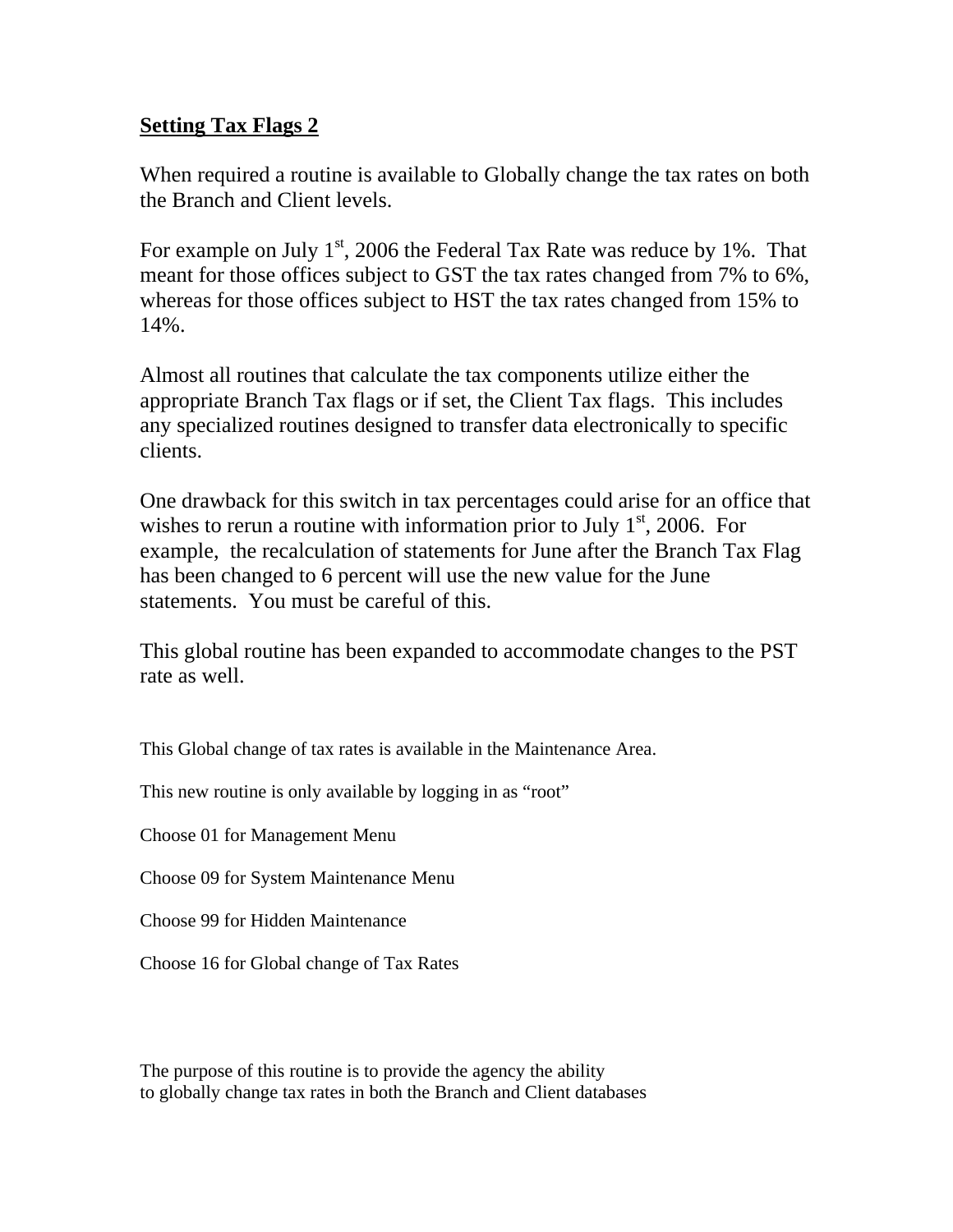**Setting Tax Flags 2**

When required a routine is available to Globally change the tax rates on both the Branch and Client levels.

For example on July 1st, 2006 the Federal Tax Rate was reduce by 1%. That meant for those offices subject to GST the tax rates changed from 7% to 6%, whereas for those offices subject to HST the tax rates changed from 15% to 14%.

Almost all routines that calculate the tax components utilize either the appropriate Branch Tax flags or if set, the Client Tax flags. This includes any specialized routines designed to transfer data electronically to specific clients.

One drawback for this switch in tax percentages could arise for an office that wishes to rerun a routine with information prior to July 1st, 2006. For example, the recalculation of statements for June after the Branch Tax Flag has been changed to 6 percent will use the new value for the June statements. You must be careful of this.

This global routine has been expanded to accommodate changes to the PST rate as well.

This Global change of tax rates is available in the Maintenance Area.

This new routine is only available by logging in as "root"

Choose 01 for Management Menu

Choose 09 for System Maintenance Menu

Choose 99 for Hidden Maintenance

Choose 16 for Global change of Tax Rates

The purpose of this routine is to provide the agency the ability
to globally change tax rates in both the Branch and Client databases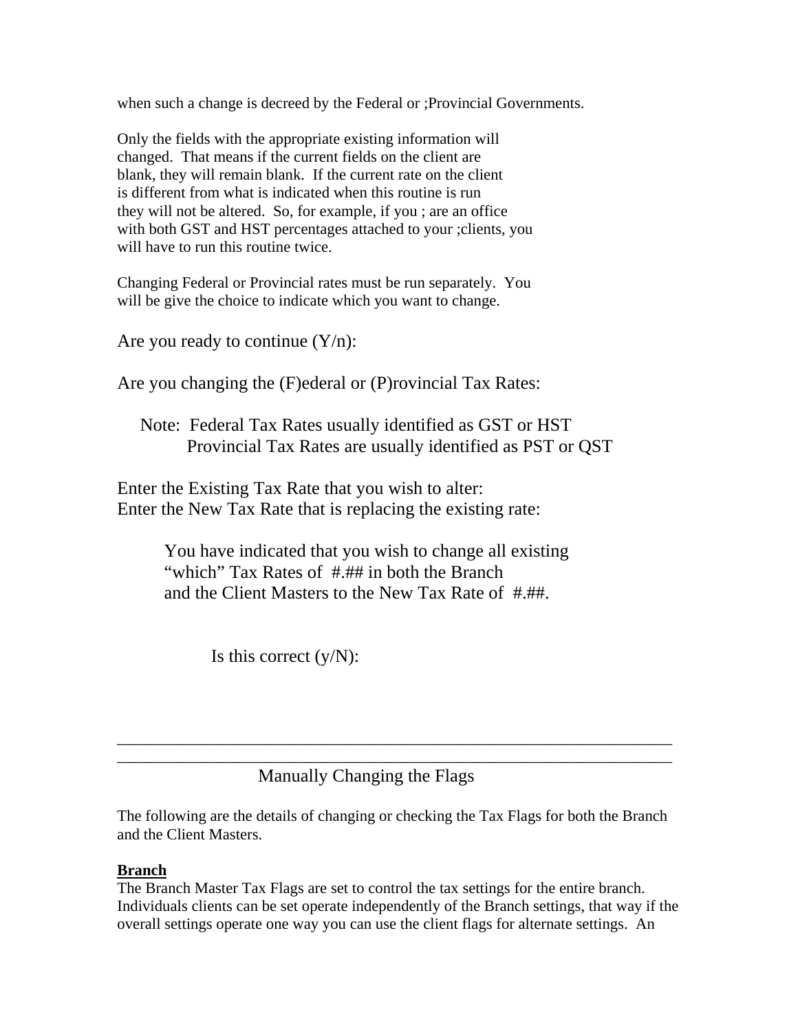when such a change is decreed by the Federal or ;Provincial Governments.

Only the fields with the appropriate existing information will changed. That means if the current fields on the client are blank, they will remain blank. If the current rate on the client is different from what is indicated when this routine is run they will not be altered. So, for example, if you ; are an office with both GST and HST percentages attached to your ;clients, you will have to run this routine twice.

Changing Federal or Provincial rates must be run separately. You will be give the choice to indicate which you want to change.

Are you ready to continue (Y/n):

Are you changing the (F)ederal or (P)rovincial Tax Rates:

Note: Federal Tax Rates usually identified as GST or HST
Provincial Tax Rates are usually identified as PST or QST

Enter the Existing Tax Rate that you wish to alter:
Enter the New Tax Rate that is replacing the existing rate:

You have indicated that you wish to change all existing "which" Tax Rates of #.## in both the Branch and the Client Masters to the New Tax Rate of #.##.

Is this correct (y/N):

---

## Manually Changing the Flags

The following are the details of changing or checking the Tax Flags for both the Branch and the Client Masters.

**Branch**

The Branch Master Tax Flags are set to control the tax settings for the entire branch. Individuals clients can be set operate independently of the Branch settings, that way if the overall settings operate one way you can use the client flags for alternate settings. An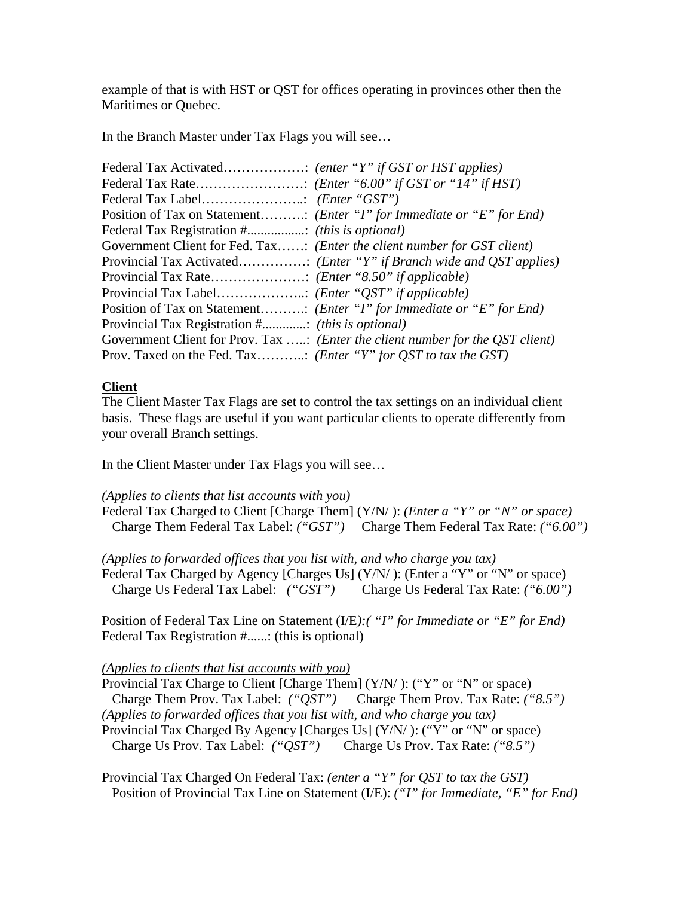example of that is with HST or QST for offices operating in provinces other then the Maritimes or Quebec.

In the Branch Master under Tax Flags you will see…

Federal Tax Activated………………: *(enter "Y" if GST or HST applies)*
Federal Tax Rate……………………: *(Enter "6.00" if GST or "14" if HST)*
Federal Tax Label…………………..: *(Enter "GST")*
Position of Tax on Statement……….: *(Enter "I" for Immediate or "E" for End)*
Federal Tax Registration #................: *(this is optional)*
Government Client for Fed. Tax……: *(Enter the client number for GST client)*
Provincial Tax Activated……………: *(Enter "Y" if Branch wide and QST applies)*
Provincial Tax Rate…………………: *(Enter "8.50" if applicable)*
Provincial Tax Label………………..: *(Enter "QST" if applicable)*
Position of Tax on Statement……….: *(Enter "I" for Immediate or "E" for End)*
Provincial Tax Registration #............: *(this is optional)*
Government Client for Prov. Tax …..: *(Enter the client number for the QST client)*
Prov. Taxed on the Fed. Tax………..: *(Enter "Y" for QST to tax the GST)*

**Client**

The Client Master Tax Flags are set to control the tax settings on an individual client basis. These flags are useful if you want particular clients to operate differently from your overall Branch settings.

In the Client Master under Tax Flags you will see…

*(Applies to clients that list accounts with you)*
Federal Tax Charged to Client [Charge Them] (Y/N/ ): *(Enter a "Y" or "N" or space)*
Charge Them Federal Tax Label: *("GST")* Charge Them Federal Tax Rate: *("6.00")*

*(Applies to forwarded offices that you list with, and who charge you tax)*
Federal Tax Charged by Agency [Charges Us] (Y/N/ ): (Enter a "Y" or "N" or space)
Charge Us Federal Tax Label: *("GST")* Charge Us Federal Tax Rate: *("6.00")*

Position of Federal Tax Line on Statement (I/E*):( "I" for Immediate or "E" for End)*
Federal Tax Registration #......: (this is optional)

*(Applies to clients that list accounts with you)*
Provincial Tax Charge to Client [Charge Them] (Y/N/ ): ("Y" or "N" or space)
Charge Them Prov. Tax Label: *("QST")* Charge Them Prov. Tax Rate: *("8.5")*
*(Applies to forwarded offices that you list with, and who charge you tax)*
Provincial Tax Charged By Agency [Charges Us] (Y/N/ ): ("Y" or "N" or space)
Charge Us Prov. Tax Label: *("QST")* Charge Us Prov. Tax Rate: *("8.5")*

Provincial Tax Charged On Federal Tax: *(enter a "Y" for QST to tax the GST)*
Position of Provincial Tax Line on Statement (I/E): *("I" for Immediate, "E" for End)*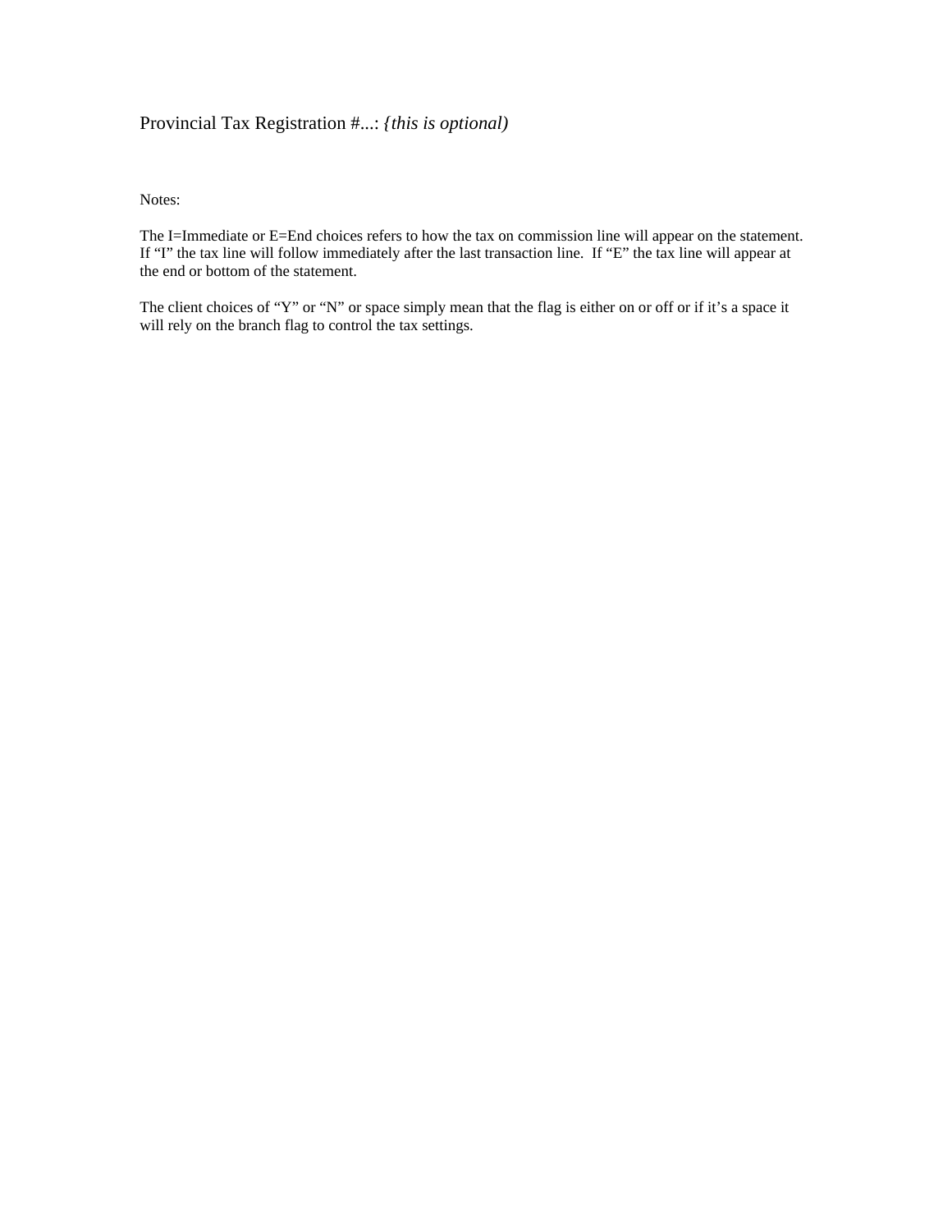Provincial Tax Registration #...: *{this is optional)*

Notes:

The I=Immediate or E=End choices refers to how the tax on commission line will appear on the statement. If "I" the tax line will follow immediately after the last transaction line. If "E" the tax line will appear at the end or bottom of the statement.

The client choices of "Y" or "N" or space simply mean that the flag is either on or off or if it's a space it will rely on the branch flag to control the tax settings.